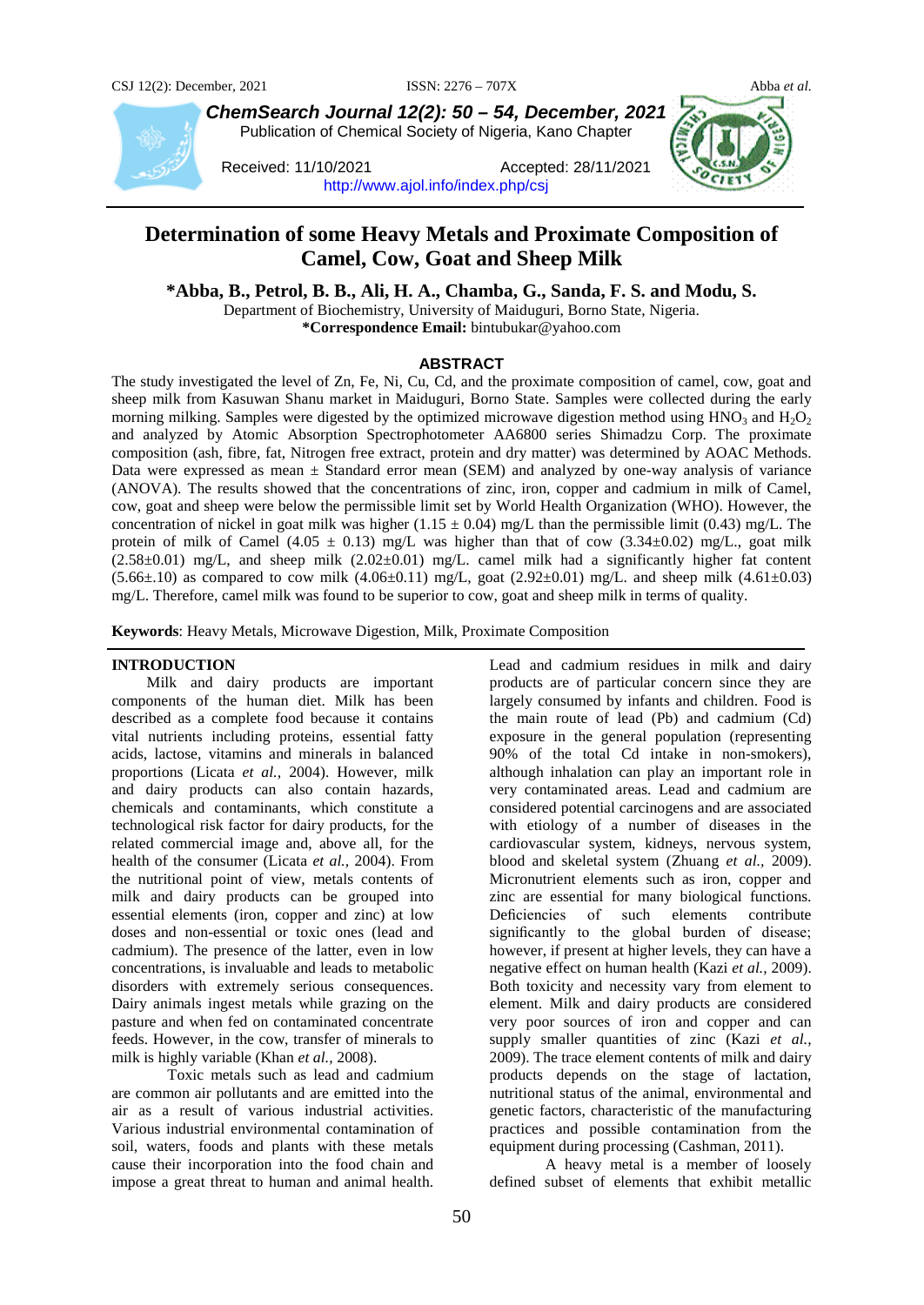# Determination of some Heavy Metals and Proximate Composition of Camel, Cow, Goat and Sheep Milk

**\*Abba, B., Petrol, B. B., Ali, H. A., Chamba, G., Sanda, F. S. and Modu, S.**

Department of Biochemistry, University of Maiduguri, Borno State, Nigeria.

**\*Correspondence Email:** bintubukar@yahoo.com

Received: 11/10/2021 Accepted: 28/11/2021

## ABSTRACT

The study investigated the level of Zn, Fe, Ni, Cu, Cd, and the proximate composition of camel, cow, goat and sheep milk from Kasuwan Shanu market in Maiduguri, Borno State. Samples were collected during the early morning milking. Samples were digested by the optimized microwave digestion method using $HNO_3$ and $H_2O_2$ and analyzed by Atomic Absorption Spectrophotometer AA6800 series Shimadzu Corp. The proximate composition (ash, fibre, fat, Nitrogen free extract, protein and dry matter) was determined by AOAC Methods. Data were expressed as mean ± Standard error mean (SEM) and analyzed by one-way analysis of variance (ANOVA). The results showed that the concentrations of zinc, iron, copper and cadmium in milk of Camel, cow, goat and sheep were below the permissible limit set by World Health Organization (WHO). However, the concentration of nickel in goat milk was higher (1.15 ± 0.04) mg/L than the permissible limit (0.43) mg/L. The protein of milk of Camel (4.05 ± 0.13) mg/L was higher than that of cow (3.34±0.02) mg/L., goat milk (2.58±0.01) mg/L, and sheep milk (2.02±0.01) mg/L. camel milk had a significantly higher fat content (5.66±.10) as compared to cow milk (4.06±0.11) mg/L, goat (2.92±0.01) mg/L. and sheep milk (4.61±0.03) mg/L. Therefore, camel milk was found to be superior to cow, goat and sheep milk in terms of quality.

**Keywords**: Heavy Metals, Microwave Digestion, Milk, Proximate Composition

## INTRODUCTION

Milk and dairy products are important components of the human diet. Milk has been described as a complete food because it contains vital nutrients including proteins, essential fatty acids, lactose, vitamins and minerals in balanced proportions (Licata *et al.*, 2004). However, milk and dairy products can also contain hazards, chemicals and contaminants, which constitute a technological risk factor for dairy products, for the related commercial image and, above all, for the health of the consumer (Licata *et al.*, 2004). From the nutritional point of view, metals contents of milk and dairy products can be grouped into essential elements (iron, copper and zinc) at low doses and non-essential or toxic ones (lead and cadmium). The presence of the latter, even in low concentrations, is invaluable and leads to metabolic disorders with extremely serious consequences. Dairy animals ingest metals while grazing on the pasture and when fed on contaminated concentrate feeds. However, in the cow, transfer of minerals to milk is highly variable (Khan *et al.*, 2008).

Toxic metals such as lead and cadmium are common air pollutants and are emitted into the air as a result of various industrial activities. Various industrial environmental contamination of soil, waters, foods and plants with these metals cause their incorporation into the food chain and impose a great threat to human and animal health. Lead and cadmium residues in milk and dairy products are of particular concern since they are largely consumed by infants and children. Food is the main route of lead (Pb) and cadmium (Cd) exposure in the general population (representing 90% of the total Cd intake in non-smokers), although inhalation can play an important role in very contaminated areas. Lead and cadmium are considered potential carcinogens and are associated with etiology of a number of diseases in the cardiovascular system, kidneys, nervous system, blood and skeletal system (Zhuang *et al.*, 2009). Micronutrient elements such as iron, copper and zinc are essential for many biological functions. Deficiencies of such elements contribute significantly to the global burden of disease; however, if present at higher levels, they can have a negative effect on human health (Kazi *et al.*, 2009). Both toxicity and necessity vary from element to element. Milk and dairy products are considered very poor sources of iron and copper and can supply smaller quantities of zinc (Kazi *et al.*, 2009). The trace element contents of milk and dairy products depends on the stage of lactation, nutritional status of the animal, environmental and genetic factors, characteristic of the manufacturing practices and possible contamination from the equipment during processing (Cashman, 2011).

A heavy metal is a member of loosely defined subset of elements that exhibit metallic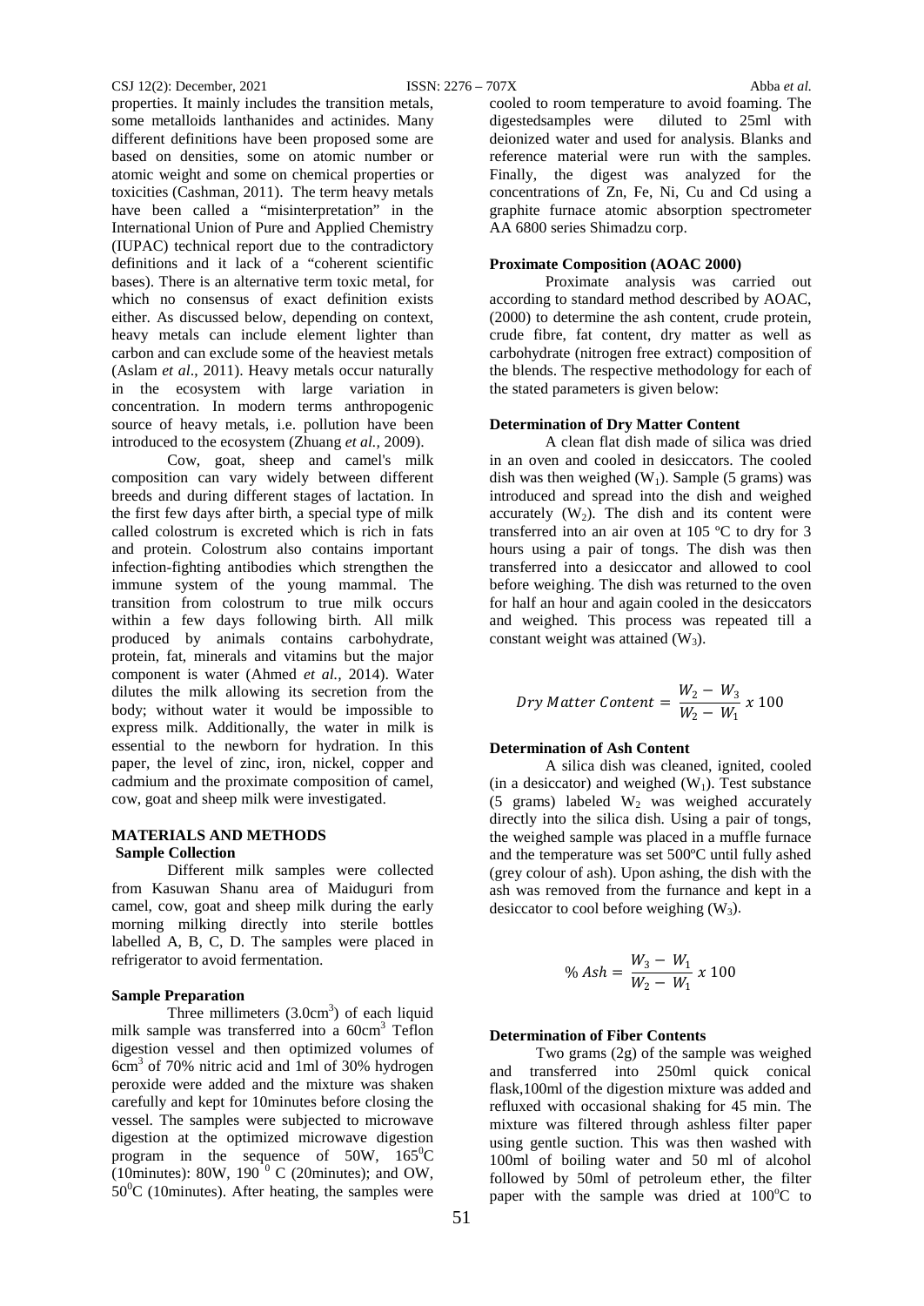properties. It mainly includes the transition metals, some metalloids lanthanides and actinides. Many different definitions have been proposed some are based on densities, some on atomic number or atomic weight and some on chemical properties or toxicities (Cashman, 2011). The term heavy metals have been called a "misinterpretation" in the International Union of Pure and Applied Chemistry (IUPAC) technical report due to the contradictory definitions and it lack of a "coherent scientific bases). There is an alternative term toxic metal, for which no consensus of exact definition exists either. As discussed below, depending on context, heavy metals can include element lighter than carbon and can exclude some of the heaviest metals (Aslam *et al*., 2011). Heavy metals occur naturally in the ecosystem with large variation in concentration. In modern terms anthropogenic source of heavy metals, i.e. pollution have been introduced to the ecosystem (Zhuang *et al.,* 2009).

Cow, goat, sheep and camel's milk composition can vary widely between different breeds and during different stages of lactation. In the first few days after birth, a special type of milk called colostrum is excreted which is rich in fats and protein. Colostrum also contains important infection-fighting antibodies which strengthen the immune system of the young mammal. The transition from colostrum to true milk occurs within a few days following birth. All milk produced by animals contains carbohydrate, protein, fat, minerals and vitamins but the major component is water (Ahmed *et al.,* 2014). Water dilutes the milk allowing its secretion from the body; without water it would be impossible to express milk. Additionally, the water in milk is essential to the newborn for hydration. In this paper, the level of zinc, iron, nickel, copper and cadmium and the proximate composition of camel, cow, goat and sheep milk were investigated.

## MATERIALS AND METHODS

### Sample Collection

Different milk samples were collected from Kasuwan Shanu area of Maiduguri from camel, cow, goat and sheep milk during the early morning milking directly into sterile bottles labelled A, B, C, D. The samples were placed in refrigerator to avoid fermentation.

### Sample Preparation

Three millimeters ($3.0cm^3$) of each liquid milk sample was transferred into a $60cm^3$ Teflon digestion vessel and then optimized volumes of $6cm^3$ of 70% nitric acid and 1ml of 30% hydrogen peroxide were added and the mixture was shaken carefully and kept for 10minutes before closing the vessel. The samples were subjected to microwave digestion at the optimized microwave digestion program in the sequence of 50W, $165^0C$ (10minutes): 80W, $190\ ^0\ C$ (20minutes); and OW, $50^0C$ (10minutes). After heating, the samples were cooled to room temperature to avoid foaming. The digestedsamples were diluted to 25ml with deionized water and used for analysis. Blanks and reference material were run with the samples. Finally, the digest was analyzed for the concentrations of Zn, Fe, Ni, Cu and Cd using a graphite furnace atomic absorption spectrometer AA 6800 series Shimadzu corp.

### Proximate Composition (AOAC 2000)

Proximate analysis was carried out according to standard method described by AOAC, (2000) to determine the ash content, crude protein, crude fibre, fat content, dry matter as well as carbohydrate (nitrogen free extract) composition of the blends. The respective methodology for each of the stated parameters is given below:

### Determination of Dry Matter Content

A clean flat dish made of silica was dried in an oven and cooled in desiccators. The cooled dish was then weighed ($W_1$). Sample (5 grams) was introduced and spread into the dish and weighed accurately ($W_2$). The dish and its content were transferred into an air oven at 105 ºC to dry for 3 hours using a pair of tongs. The dish was then transferred into a desiccator and allowed to cool before weighing. The dish was returned to the oven for half an hour and again cooled in the desiccators and weighed. This process was repeated till a constant weight was attained ($W_3$).

$$Dry\ Matter\ Content = \frac{W_2 - W_3}{W_2 - W_1}\ x\ 100$$

### Determination of Ash Content

A silica dish was cleaned, ignited, cooled (in a desiccator) and weighed ($W_1$). Test substance (5 grams) labeled $W_2$ was weighed accurately directly into the silica dish. Using a pair of tongs, the weighed sample was placed in a muffle furnace and the temperature was set 500ºC until fully ashed (grey colour of ash). Upon ashing, the dish with the ash was removed from the furnance and kept in a desiccator to cool before weighing ($W_3$).

$$\%\ Ash = \frac{W_3 - W_1}{W_2 - W_1}\ x\ 100$$

### Determination of Fiber Contents

Two grams (2g) of the sample was weighed and transferred into 250ml quick conical flask,100ml of the digestion mixture was added and refluxed with occasional shaking for 45 min. The mixture was filtered through ashless filter paper using gentle suction. This was then washed with 100ml of boiling water and 50 ml of alcohol followed by 50ml of petroleum ether, the filter paper with the sample was dried at $100^oC$ to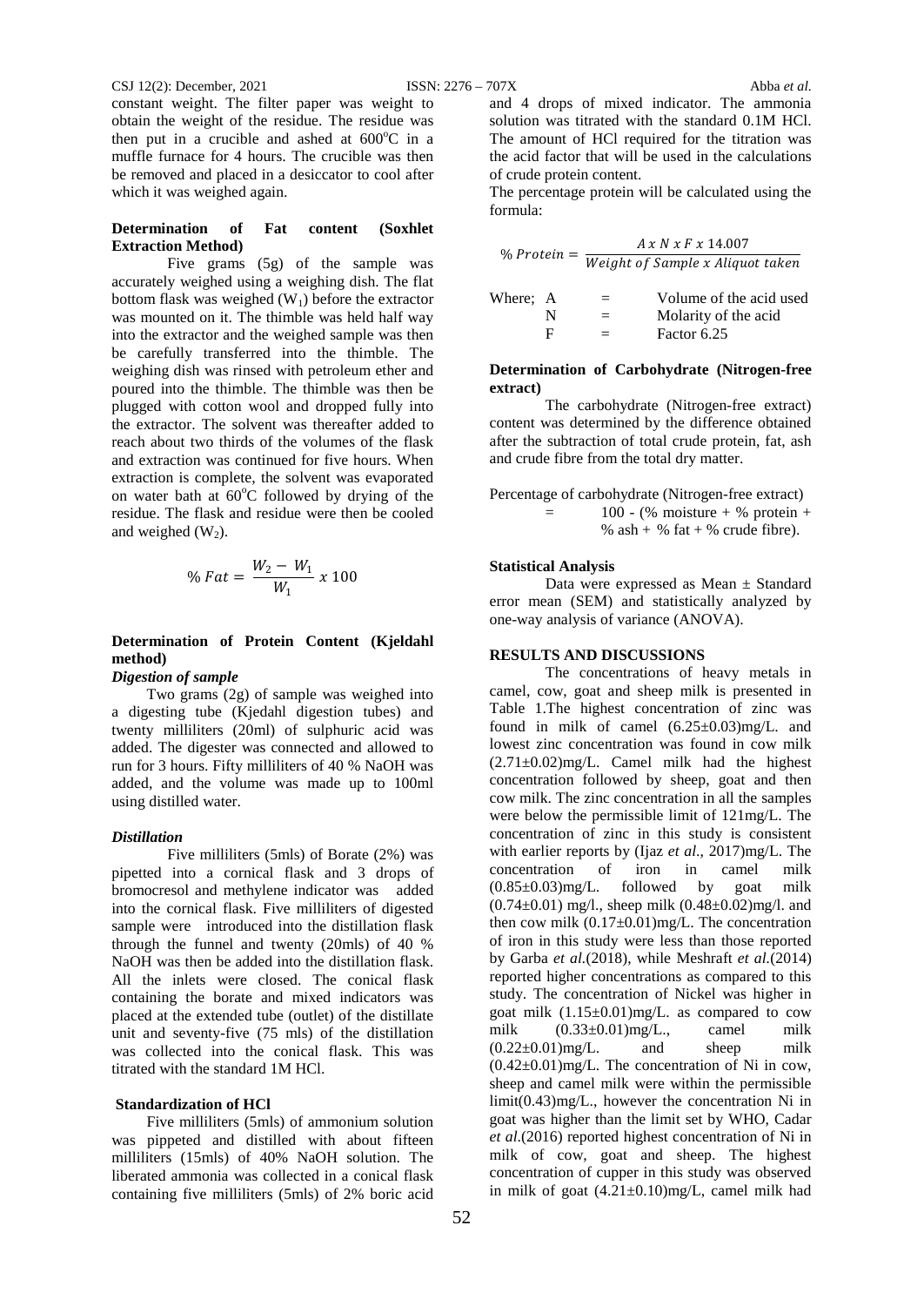constant weight. The filter paper was weight to obtain the weight of the residue. The residue was then put in a crucible and ashed at 600°C in a muffle furnace for 4 hours. The crucible was then be removed and placed in a desiccator to cool after which it was weighed again.

**Determination of Fat content (Soxhlet Extraction Method)**

Five grams (5g) of the sample was accurately weighed using a weighing dish. The flat bottom flask was weighed ($W_1$) before the extractor was mounted on it. The thimble was held half way into the extractor and the weighed sample was then be carefully transferred into the thimble. The weighing dish was rinsed with petroleum ether and poured into the thimble. The thimble was then be plugged with cotton wool and dropped fully into the extractor. The solvent was thereafter added to reach about two thirds of the volumes of the flask and extraction was continued for five hours. When extraction is complete, the solvent was evaporated on water bath at 60°C followed by drying of the residue. The flask and residue were then be cooled and weighed ($W_2$).

$$\% \, Fat = \frac{W_2 - W_1}{W_1} \, x \, 100$$

**Determination of Protein Content (Kjeldahl method)**

***Digestion of sample***

Two grams (2g) of sample was weighed into a digesting tube (Kjedahl digestion tubes) and twenty milliliters (20ml) of sulphuric acid was added. The digester was connected and allowed to run for 3 hours. Fifty milliliters of 40 % NaOH was added, and the volume was made up to 100ml using distilled water.

***Distillation***

Five milliliters (5mls) of Borate (2%) was pipetted into a cornical flask and 3 drops of bromocresol and methylene indicator was added into the cornical flask. Five milliliters of digested sample were introduced into the distillation flask through the funnel and twenty (20mls) of 40 % NaOH was then be added into the distillation flask. All the inlets were closed. The conical flask containing the borate and mixed indicators was placed at the extended tube (outlet) of the distillate unit and seventy-five (75 mls) of the distillation was collected into the conical flask. This was titrated with the standard 1M HCl.

**Standardization of HCl**

Five milliliters (5mls) of ammonium solution was pippeted and distilled with about fifteen milliliters (15mls) of 40% NaOH solution. The liberated ammonia was collected in a conical flask containing five milliliters (5mls) of 2% boric acid and 4 drops of mixed indicator. The ammonia solution was titrated with the standard 0.1M HCl. The amount of HCl required for the titration was the acid factor that will be used in the calculations of crude protein content.

The percentage protein will be calculated using the formula:

$$\% \, Protein = \frac{A \, x \, N \, x \, F \, x \, 14.007}{Weight \, of \, Sample \, x \, Aliquot \, taken}$$

Where; A = Volume of the acid used
N = Molarity of the acid
F = Factor 6.25

**Determination of Carbohydrate (Nitrogen-free extract)**

The carbohydrate (Nitrogen-free extract) content was determined by the difference obtained after the subtraction of total crude protein, fat, ash and crude fibre from the total dry matter.

Percentage of carbohydrate (Nitrogen-free extract)
= 100 - (% moisture + % protein + % ash + % fat + % crude fibre).

**Statistical Analysis**

Data were expressed as Mean ± Standard error mean (SEM) and statistically analyzed by one-way analysis of variance (ANOVA).

**RESULTS AND DISCUSSIONS**

The concentrations of heavy metals in camel, cow, goat and sheep milk is presented in Table 1.The highest concentration of zinc was found in milk of camel (6.25±0.03)mg/L. and lowest zinc concentration was found in cow milk (2.71±0.02)mg/L. Camel milk had the highest concentration followed by sheep, goat and then cow milk. The zinc concentration in all the samples were below the permissible limit of 121mg/L. The concentration of zinc in this study is consistent with earlier reports by (Ijaz *et al.*, 2017)mg/L. The concentration of iron in camel milk (0.85±0.03)mg/L. followed by goat milk (0.74±0.01) mg/l., sheep milk (0.48±0.02)mg/l. and then cow milk (0.17±0.01)mg/L. The concentration of iron in this study were less than those reported by Garba *et al.*(2018), while Meshraft *et al.*(2014) reported higher concentrations as compared to this study. The concentration of Nickel was higher in goat milk (1.15±0.01)mg/L. as compared to cow milk (0.33±0.01)mg/L., camel milk (0.22±0.01)mg/L. and sheep milk (0.42±0.01)mg/L. The concentration of Ni in cow, sheep and camel milk were within the permissible limit(0.43)mg/L., however the concentration Ni in goat was higher than the limit set by WHO, Cadar *et al.*(2016) reported highest concentration of Ni in milk of cow, goat and sheep. The highest concentration of cupper in this study was observed in milk of goat (4.21±0.10)mg/L, camel milk had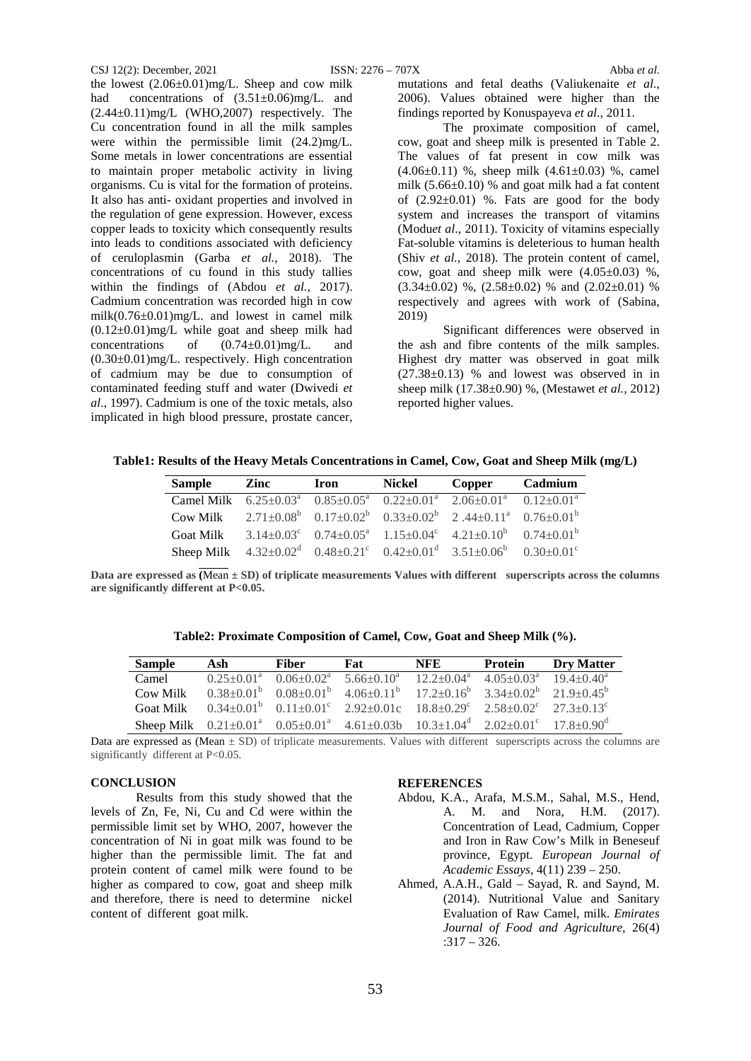the lowest (2.06±0.01)mg/L. Sheep and cow milk had concentrations of (3.51±0.06)mg/L. and (2.44±0.11)mg/L (WHO,2007) respectively. The Cu concentration found in all the milk samples were within the permissible limit (24.2)mg/L. Some metals in lower concentrations are essential to maintain proper metabolic activity in living organisms. Cu is vital for the formation of proteins. It also has anti- oxidant properties and involved in the regulation of gene expression. However, excess copper leads to toxicity which consequently results into leads to conditions associated with deficiency of ceruloplasmin (Garba *et al.,* 2018). The concentrations of cu found in this study tallies within the findings of (Abdou *et al.,* 2017). Cadmium concentration was recorded high in cow milk(0.76±0.01)mg/L. and lowest in camel milk (0.12±0.01)mg/L while goat and sheep milk had concentrations of (0.74±0.01)mg/L. and (0.30±0.01)mg/L. respectively. High concentration of cadmium may be due to consumption of contaminated feeding stuff and water (Dwivedi *et al*., 1997). Cadmium is one of the toxic metals, also implicated in high blood pressure, prostate cancer, mutations and fetal deaths (Valiukenaite *et al*., 2006). Values obtained were higher than the findings reported by Konuspayeva *et al*., 2011.

The proximate composition of camel, cow, goat and sheep milk is presented in Table 2. The values of fat present in cow milk was (4.06±0.11) %, sheep milk (4.61±0.03) %, camel milk (5.66±0.10) % and goat milk had a fat content of (2.92±0.01) %. Fats are good for the body system and increases the transport of vitamins (Modu*et al*., 2011). Toxicity of vitamins especially Fat-soluble vitamins is deleterious to human health (Shiv *et al.,* 2018). The protein content of camel, cow, goat and sheep milk were (4.05±0.03) %, (3.34±0.02) %, (2.58±0.02) % and (2.02±0.01) % respectively and agrees with work of (Sabina, 2019)

Significant differences were observed in the ash and fibre contents of the milk samples. Highest dry matter was observed in goat milk (27.38±0.13) % and lowest was observed in in sheep milk (17.38±0.90) %, (Mestawet *et al.,* 2012) reported higher values.

**Table1: Results of the Heavy Metals Concentrations in Camel, Cow, Goat and Sheep Milk (mg/L)**

| Sample | Zinc | Iron | Nickel | Copper | Cadmium |
|---|---|---|---|---|---|
| Camel Milk | 6.25±0.03$^{a}$ | 0.85±0.05$^{a}$ | 0.22±0.01$^{a}$ | 2.06±0.01$^{a}$ | 0.12±0.01$^{a}$ |
| Cow Milk | 2.71±0.08$^{b}$ | 0.17±0.02$^{b}$ | 0.33±0.02$^{b}$ | 2 .44±0.11$^{a}$ | 0.76±0.01$^{b}$ |
| Goat Milk | 3.14±0.03$^{c}$ | 0.74±0.05$^{a}$ | 1.15±0.04$^{c}$ | 4.21±0.10$^{b}$ | 0.74±0.01$^{b}$ |
| Sheep Milk | 4.32±0.02$^{d}$ | 0.48±0.21$^{c}$ | 0.42±0.01$^{d}$ | 3.51±0.06$^{b}$ | 0.30±0.01$^{c}$ |

**Data are expressed as (Mean ± SD) of triplicate measurements Values with different superscripts across the columns are significantly different at P<0.05.**

**Table2: Proximate Composition of Camel, Cow, Goat and Sheep Milk (%).**

| Sample | Ash | Fiber | Fat | NFE | Protein | Dry Matter |
|---|---|---|---|---|---|---|
| Camel | 0.25±0.01$^{a}$ | 0.06±0.02$^{a}$ | 5.66±0.10$^{a}$ | 12.2±0.04$^{a}$ | 4.05±0.03$^{a}$ | 19.4±0.40$^{a}$ |
| Cow Milk | 0.38±0.01$^{b}$ | 0.08±0.01$^{b}$ | 4.06±0.11$^{b}$ | 17.2±0.16$^{b}$ | 3.34±0.02$^{b}$ | 21.9±0.45$^{b}$ |
| Goat Milk | 0.34±0.01$^{b}$ | 0.11±0.01$^{c}$ | 2.92±0.01c | 18.8±0.29$^{c}$ | 2.58±0.02$^{c}$ | 27.3±0.13$^{c}$ |
| Sheep Milk | 0.21±0.01$^{a}$ | 0.05±0.01$^{a}$ | 4.61±0.03b | 10.3±1.04$^{d}$ | 2.02±0.01$^{c}$ | 17.8±0.90$^{d}$ |

Data are expressed as (Mean ± SD) of triplicate measurements. Values with different superscripts across the columns are significantly different at P<0.05.

## CONCLUSION

Results from this study showed that the levels of Zn, Fe, Ni, Cu and Cd were within the permissible limit set by WHO, 2007, however the concentration of Ni in goat milk was found to be higher than the permissible limit. The fat and protein content of camel milk were found to be higher as compared to cow, goat and sheep milk and therefore, there is need to determine nickel content of different goat milk.

## REFERENCES

Abdou, K.A., Arafa, M.S.M., Sahal, M.S., Hend, A. M. and Nora, H.M. (2017). Concentration of Lead, Cadmium, Copper and Iron in Raw Cow's Milk in Beneseuf province, Egypt. *European Journal of Academic Essays*, 4(11) 239 – 250.

Ahmed, A.A.H., Gald – Sayad, R. and Saynd, M. (2014). Nutritional Value and Sanitary Evaluation of Raw Camel, milk. *Emirates Journal of Food and Agriculture*, 26(4) :317 – 326.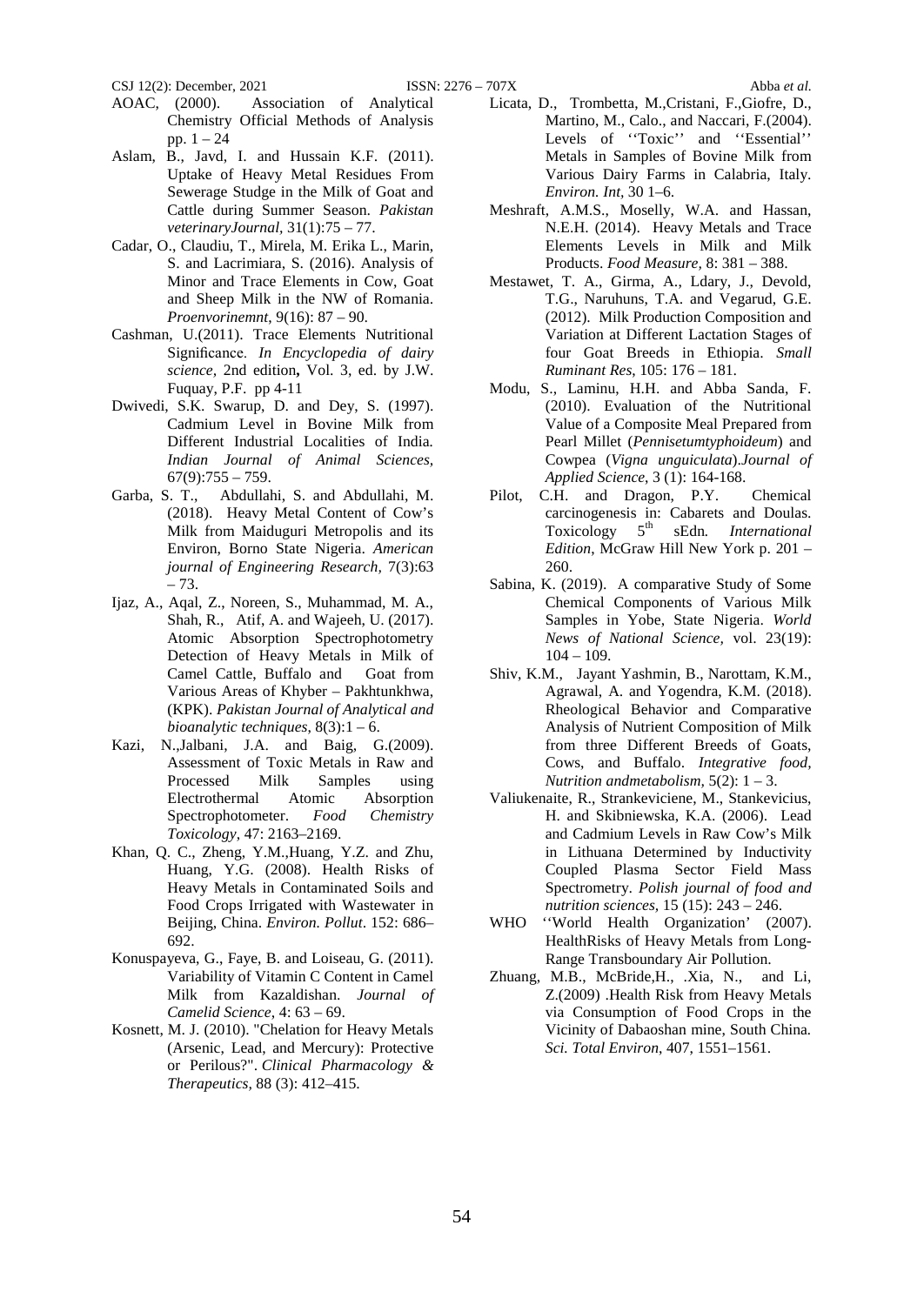AOAC, (2000). Association of Analytical Chemistry Official Methods of Analysis pp. 1 – 24

Aslam, B., Javd, I. and Hussain K.F. (2011). Uptake of Heavy Metal Residues From Sewerage Studge in the Milk of Goat and Cattle during Summer Season. *Pakistan veterinaryJournal*, 31(1):75 – 77.

Cadar, O., Claudiu, T., Mirela, M. Erika L., Marin, S. and Lacrimiara, S. (2016). Analysis of Minor and Trace Elements in Cow, Goat and Sheep Milk in the NW of Romania. *Proenvorinemnt*, 9(16): 87 – 90.

Cashman, U.(2011). Trace Elements Nutritional Significance. *In Encyclopedia of dairy science,* 2nd edition**,** Vol. 3, ed. by J.W. Fuquay, P.F. pp 4-11

Dwivedi, S.K. Swarup, D. and Dey, S. (1997). Cadmium Level in Bovine Milk from Different Industrial Localities of India. *Indian Journal of Animal Sciences,* 67(9):755 – 759.

Garba, S. T., Abdullahi, S. and Abdullahi, M. (2018). Heavy Metal Content of Cow's Milk from Maiduguri Metropolis and its Environ, Borno State Nigeria. *American journal of Engineering Research,* 7(3):63 – 73.

Ijaz, A., Aqal, Z., Noreen, S., Muhammad, M. A., Shah, R., Atif, A. and Wajeeh, U. (2017). Atomic Absorption Spectrophotometry Detection of Heavy Metals in Milk of Camel Cattle, Buffalo and Goat from Various Areas of Khyber – Pakhtunkhwa, (KPK). *Pakistan Journal of Analytical and bioanalytic techniques*, 8(3):1 – 6.

Kazi, N.,Jalbani, J.A. and Baig, G.(2009). Assessment of Toxic Metals in Raw and Processed Milk Samples using Electrothermal Atomic Absorption Spectrophotometer. *Food Chemistry Toxicology*, 47: 2163–2169.

Khan, Q. C., Zheng, Y.M.,Huang, Y.Z. and Zhu, Huang, Y.G. (2008). Health Risks of Heavy Metals in Contaminated Soils and Food Crops Irrigated with Wastewater in Beijing, China. *Environ. Pollut*. 152: 686–692.

Konuspayeva, G., Faye, B. and Loiseau, G. (2011). Variability of Vitamin C Content in Camel Milk from Kazaldishan. *Journal of Camelid Science*, 4: 63 – 69.

Kosnett, M. J. (2010). "Chelation for Heavy Metals (Arsenic, Lead, and Mercury): Protective or Perilous?". *Clinical Pharmacology & Therapeutics,* 88 (3): 412–415.

Licata, D., Trombetta, M.,Cristani, F.,Giofre, D., Martino, M., Calo., and Naccari, F.(2004). Levels of ''Toxic'' and ''Essential'' Metals in Samples of Bovine Milk from Various Dairy Farms in Calabria, Italy. *Environ. Int*, 30 1–6.

Meshraft, A.M.S., Moselly, W.A. and Hassan, N.E.H. (2014). Heavy Metals and Trace Elements Levels in Milk and Milk Products. *Food Measure,* 8: 381 – 388.

Mestawet, T. A., Girma, A., Ldary, J., Devold, T.G., Naruhuns, T.A. and Vegarud, G.E. (2012). Milk Production Composition and Variation at Different Lactation Stages of four Goat Breeds in Ethiopia. *Small Ruminant Res*, 105: 176 – 181.

Modu, S., Laminu, H.H. and Abba Sanda, F. (2010). Evaluation of the Nutritional Value of a Composite Meal Prepared from Pearl Millet (*Pennisetumtyphoideum*) and Cowpea (*Vigna unguiculata*).*Journal of Applied Science*, 3 (1): 164-168.

Pilot, C.H. and Dragon, P.Y. Chemical carcinogenesis in: Cabarets and Doulas. Toxicology 5th sEdn. *International Edition*, McGraw Hill New York p. 201 – 260.

Sabina, K. (2019). A comparative Study of Some Chemical Components of Various Milk Samples in Yobe, State Nigeria. *World News of National Science,* vol. 23(19): 104 – 109.

Shiv, K.M., Jayant Yashmin, B., Narottam, K.M., Agrawal, A. and Yogendra, K.M. (2018). Rheological Behavior and Comparative Analysis of Nutrient Composition of Milk from three Different Breeds of Goats, Cows, and Buffalo. *Integrative food, Nutrition andmetabolism,* 5(2): 1 – 3.

Valiukenaite, R., Strankeviciene, M., Stankevicius, H. and Skibniewska, K.A. (2006). Lead and Cadmium Levels in Raw Cow's Milk in Lithuana Determined by Inductivity Coupled Plasma Sector Field Mass Spectrometry. *Polish journal of food and nutrition sciences,* 15 (15): 243 – 246.

WHO ''World Health Organization' (2007). HealthRisks of Heavy Metals from Long-Range Transboundary Air Pollution.

Zhuang, M.B., McBride,H., .Xia, N., and Li, Z.(2009) .Health Risk from Heavy Metals via Consumption of Food Crops in the Vicinity of Dabaoshan mine, South China. *Sci. Total Environ*, 407, 1551–1561.